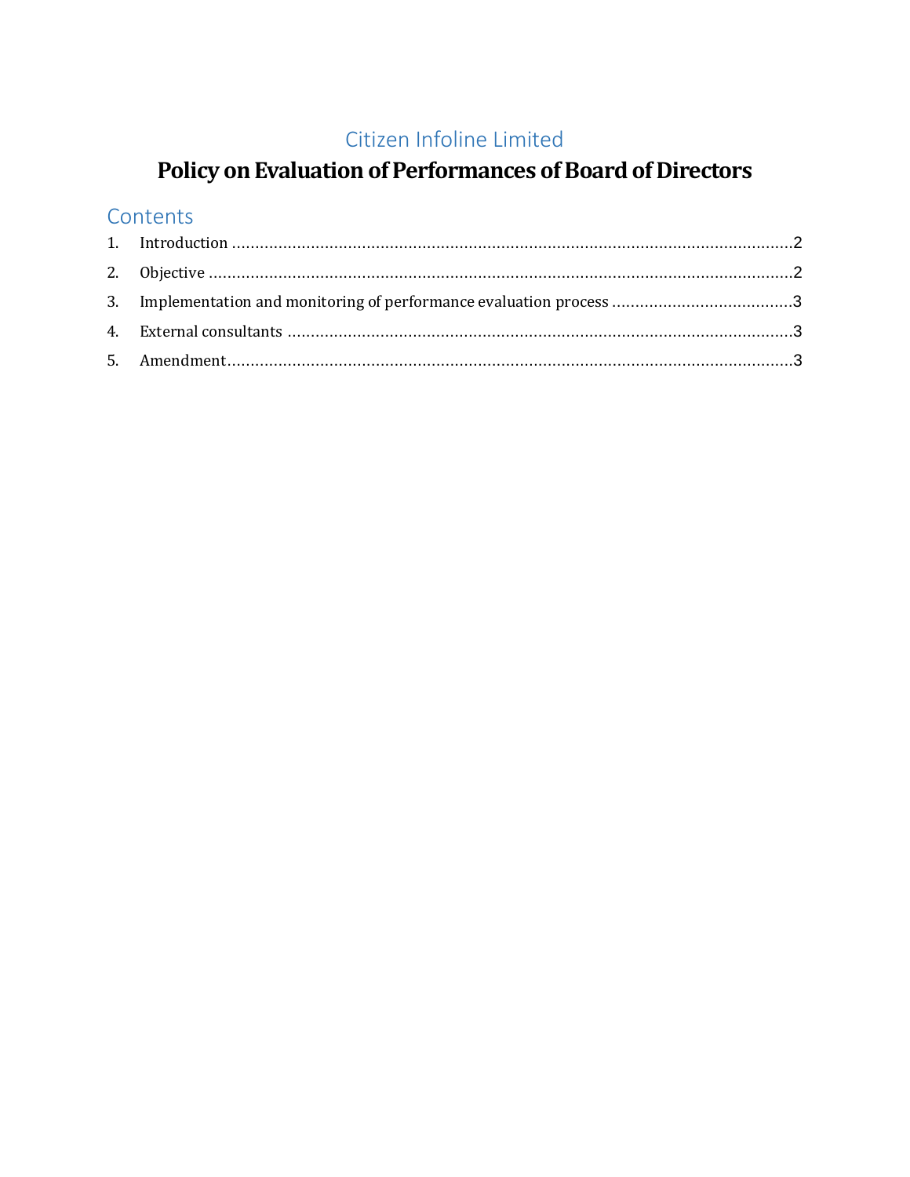Citizen Infoline Limited

# Policy on Evaluation of Performances of Board of Directors

## Contents

1. Introduction ........................................................................................................................2
2. Objective ............................................................................................................................2
3. Implementation and monitoring of performance evaluation process .......................................3
4. External consultants ............................................................................................................3
5. Amendment.........................................................................................................................3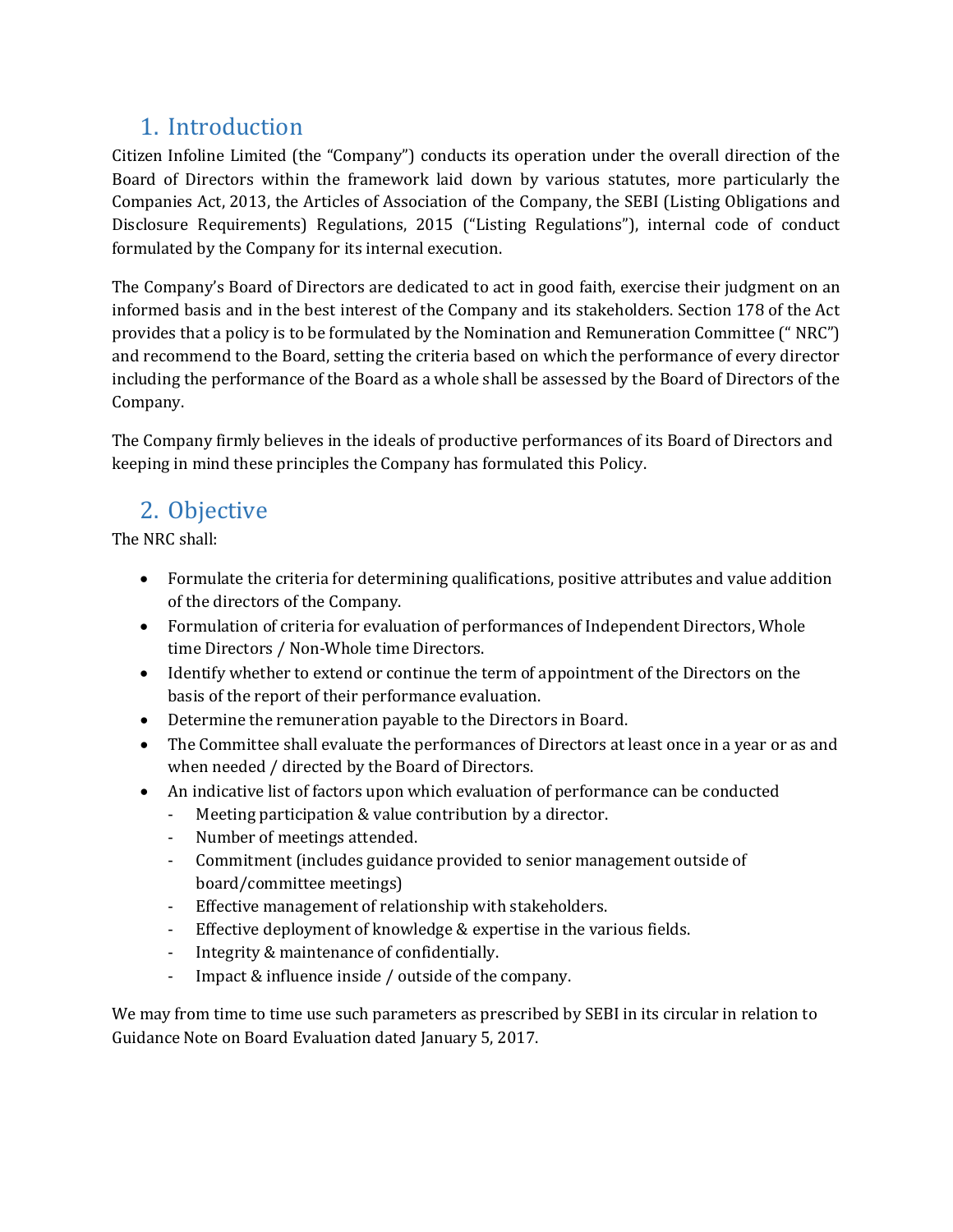## 1. Introduction

Citizen Infoline Limited (the "Company") conducts its operation under the overall direction of the Board of Directors within the framework laid down by various statutes, more particularly the Companies Act, 2013, the Articles of Association of the Company, the SEBI (Listing Obligations and Disclosure Requirements) Regulations, 2015 ("Listing Regulations"), internal code of conduct formulated by the Company for its internal execution.

The Company's Board of Directors are dedicated to act in good faith, exercise their judgment on an informed basis and in the best interest of the Company and its stakeholders. Section 178 of the Act provides that a policy is to be formulated by the Nomination and Remuneration Committee (" NRC") and recommend to the Board, setting the criteria based on which the performance of every director including the performance of the Board as a whole shall be assessed by the Board of Directors of the Company.

The Company firmly believes in the ideals of productive performances of its Board of Directors and keeping in mind these principles the Company has formulated this Policy.

## 2. Objective

The NRC shall:

- Formulate the criteria for determining qualifications, positive attributes and value addition of the directors of the Company.
- Formulation of criteria for evaluation of performances of Independent Directors, Whole time Directors / Non-Whole time Directors.
- Identify whether to extend or continue the term of appointment of the Directors on the basis of the report of their performance evaluation.
- Determine the remuneration payable to the Directors in Board.
- The Committee shall evaluate the performances of Directors at least once in a year or as and when needed / directed by the Board of Directors.
- An indicative list of factors upon which evaluation of performance can be conducted
  - Meeting participation & value contribution by a director.
  - Number of meetings attended.
  - Commitment (includes guidance provided to senior management outside of board/committee meetings)
  - Effective management of relationship with stakeholders.
  - Effective deployment of knowledge & expertise in the various fields.
  - Integrity & maintenance of confidentially.
  - Impact & influence inside / outside of the company.

We may from time to time use such parameters as prescribed by SEBI in its circular in relation to Guidance Note on Board Evaluation dated January 5, 2017.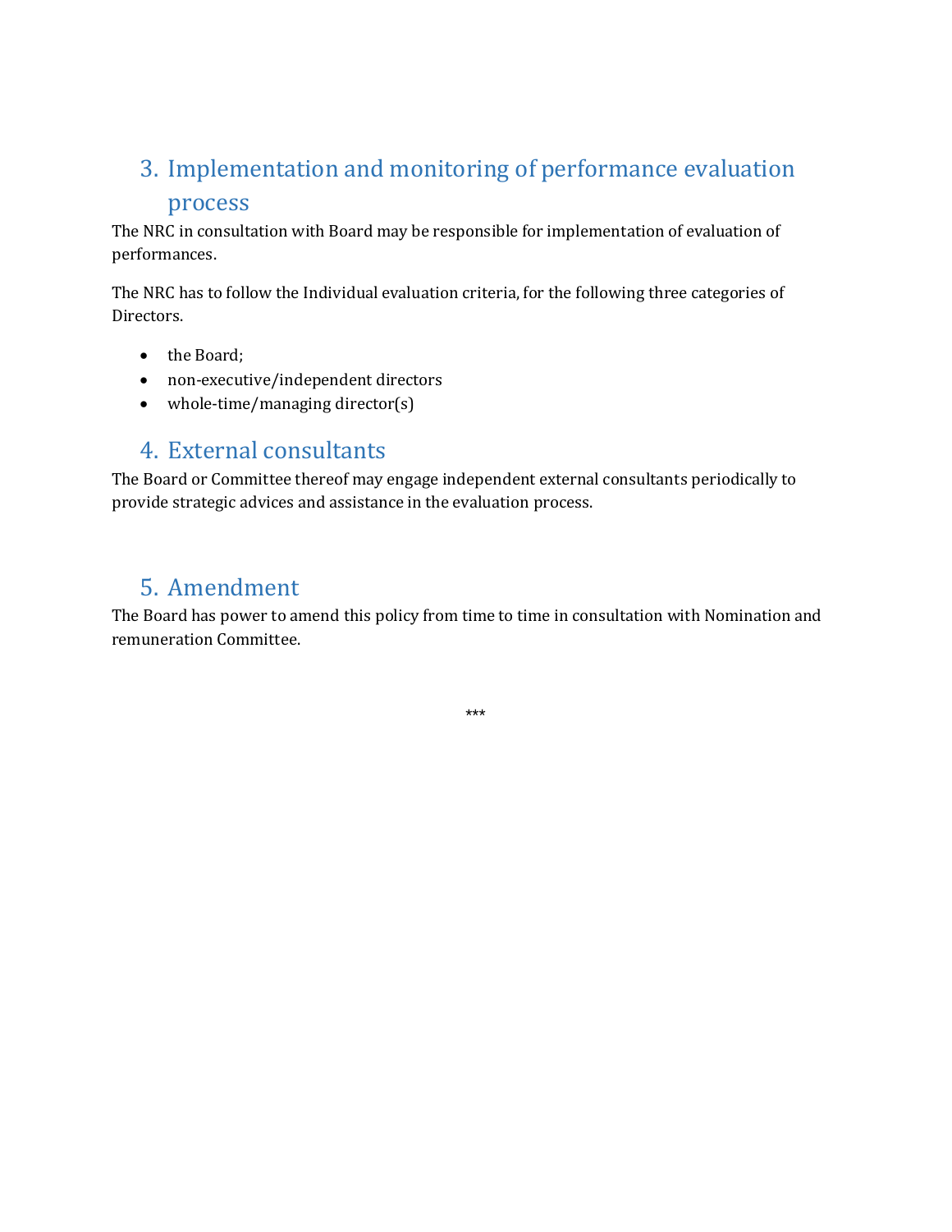## 3. Implementation and monitoring of performance evaluation process

The NRC in consultation with Board may be responsible for implementation of evaluation of performances.

The NRC has to follow the Individual evaluation criteria, for the following three categories of Directors.

- the Board;
- non-executive/independent directors
- whole-time/managing director(s)

## 4. External consultants

The Board or Committee thereof may engage independent external consultants periodically to provide strategic advices and assistance in the evaluation process.

## 5. Amendment

The Board has power to amend this policy from time to time in consultation with Nomination and remuneration Committee.

***